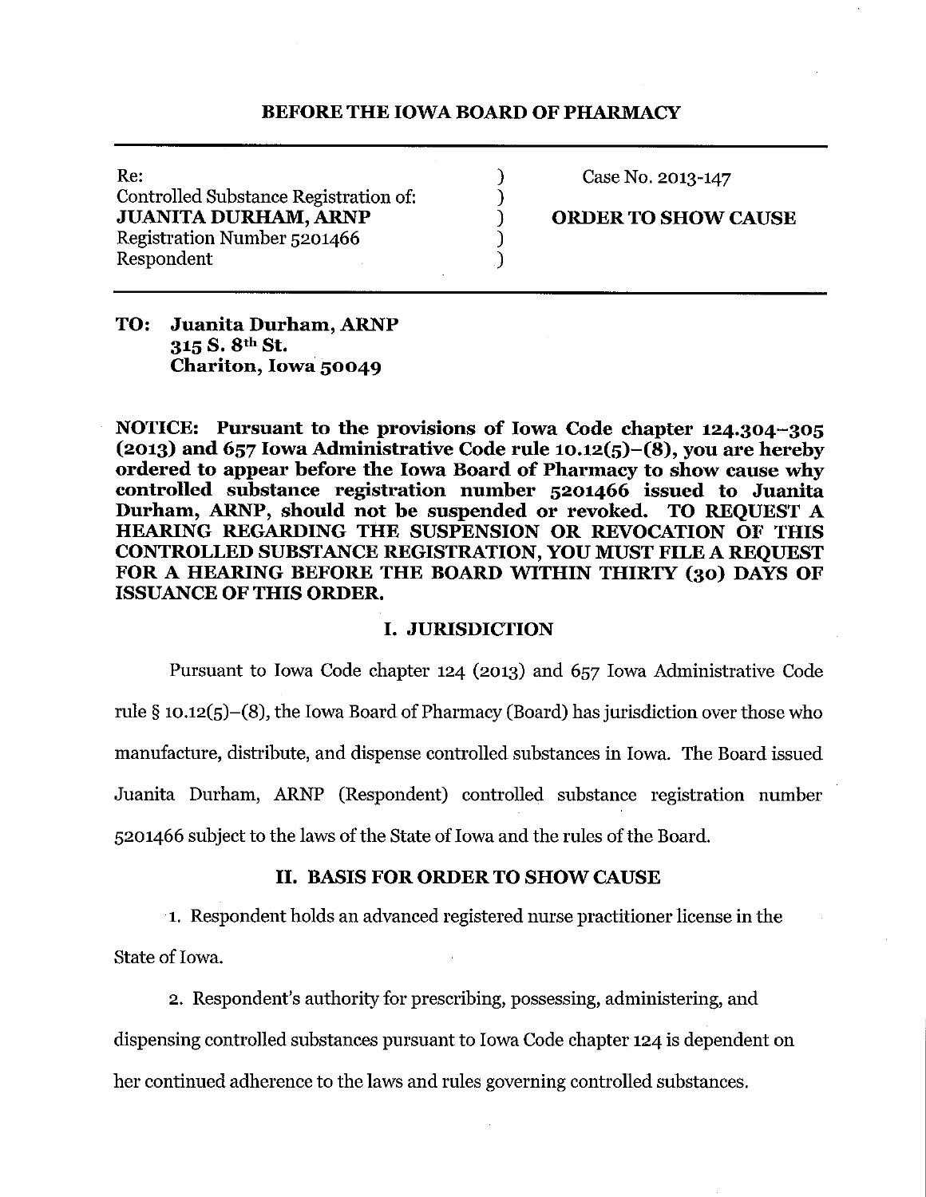# BEFORE THE IOWA BOARD OF PHARMACY

| | | |
|---|---|---|
| Re:<br>Controlled Substance Registration of:<br>**JUANITA DURHAM, ARNP**<br>Registration Number 5201466<br>Respondent | )<br>)<br>)<br>)<br>) | Case No. 2013-147<br><br>**ORDER TO SHOW CAUSE** |

**TO: Juanita Durham, ARNP**
**315 S. 8th St.**
**Chariton, Iowa 50049**

**NOTICE: Pursuant to the provisions of Iowa Code chapter 124.304–305 (2013) and 657 Iowa Administrative Code rule 10.12(5)–(8), you are hereby ordered to appear before the Iowa Board of Pharmacy to show cause why controlled substance registration number 5201466 issued to Juanita Durham, ARNP, should not be suspended or revoked. TO REQUEST A HEARING REGARDING THE SUSPENSION OR REVOCATION OF THIS CONTROLLED SUBSTANCE REGISTRATION, YOU MUST FILE A REQUEST FOR A HEARING BEFORE THE BOARD WITHIN THIRTY (30) DAYS OF ISSUANCE OF THIS ORDER.**

## I. JURISDICTION

Pursuant to Iowa Code chapter 124 (2013) and 657 Iowa Administrative Code rule § 10.12(5)–(8), the Iowa Board of Pharmacy (Board) has jurisdiction over those who manufacture, distribute, and dispense controlled substances in Iowa. The Board issued Juanita Durham, ARNP (Respondent) controlled substance registration number 5201466 subject to the laws of the State of Iowa and the rules of the Board.

## II. BASIS FOR ORDER TO SHOW CAUSE

1. Respondent holds an advanced registered nurse practitioner license in the State of Iowa.

2. Respondent's authority for prescribing, possessing, administering, and dispensing controlled substances pursuant to Iowa Code chapter 124 is dependent on her continued adherence to the laws and rules governing controlled substances.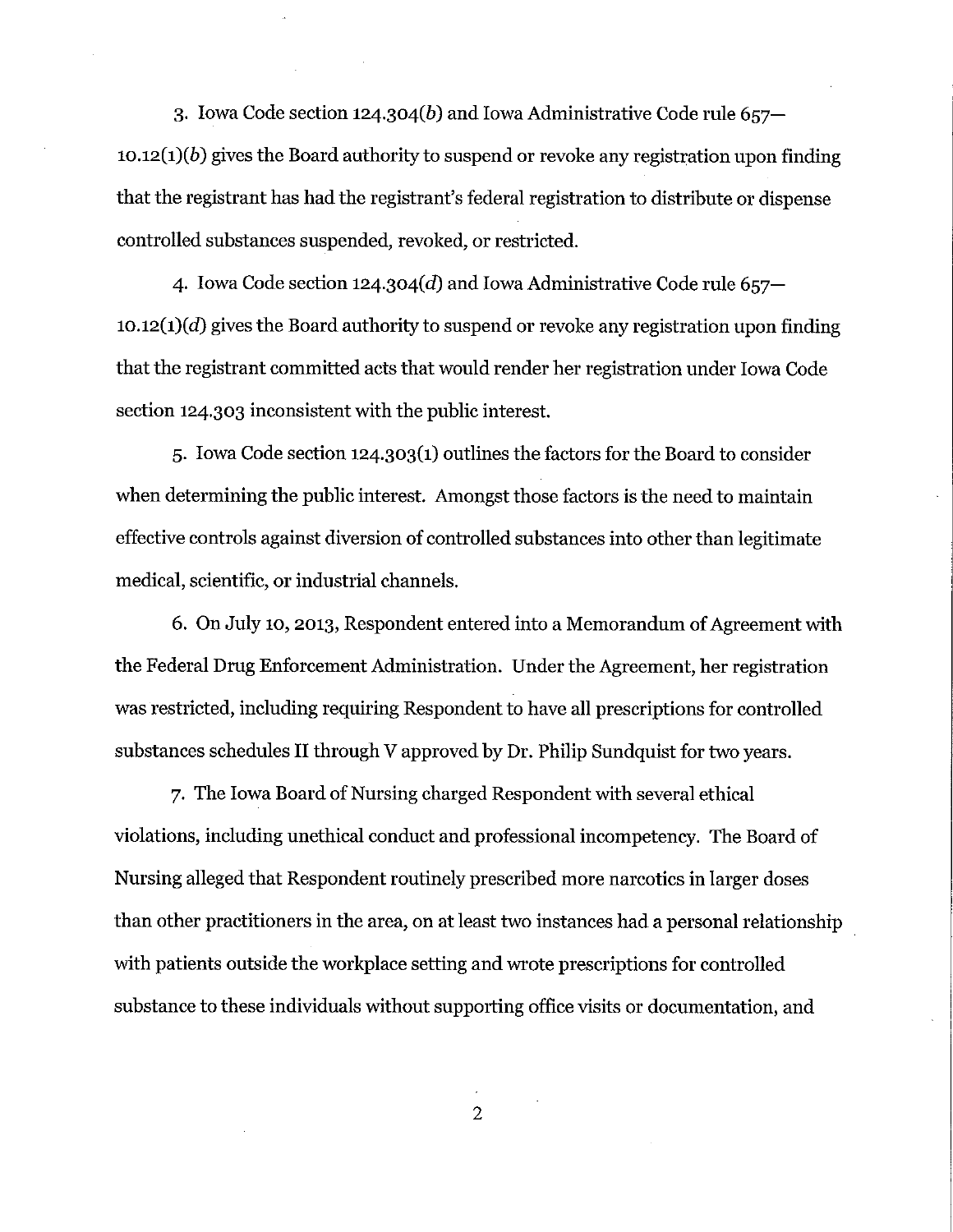3. Iowa Code section 124.304(*b*) and Iowa Administrative Code rule 657—10.12(1)(*b*) gives the Board authority to suspend or revoke any registration upon finding that the registrant has had the registrant's federal registration to distribute or dispense controlled substances suspended, revoked, or restricted.

4. Iowa Code section 124.304(*d*) and Iowa Administrative Code rule 657—10.12(1)(*d*) gives the Board authority to suspend or revoke any registration upon finding that the registrant committed acts that would render her registration under Iowa Code section 124.303 inconsistent with the public interest.

5. Iowa Code section 124.303(1) outlines the factors for the Board to consider when determining the public interest. Amongst those factors is the need to maintain effective controls against diversion of controlled substances into other than legitimate medical, scientific, or industrial channels.

6. On July 10, 2013, Respondent entered into a Memorandum of Agreement with the Federal Drug Enforcement Administration. Under the Agreement, her registration was restricted, including requiring Respondent to have all prescriptions for controlled substances schedules II through V approved by Dr. Philip Sundquist for two years.

7. The Iowa Board of Nursing charged Respondent with several ethical violations, including unethical conduct and professional incompetency. The Board of Nursing alleged that Respondent routinely prescribed more narcotics in larger doses than other practitioners in the area, on at least two instances had a personal relationship with patients outside the workplace setting and wrote prescriptions for controlled substance to these individuals without supporting office visits or documentation, and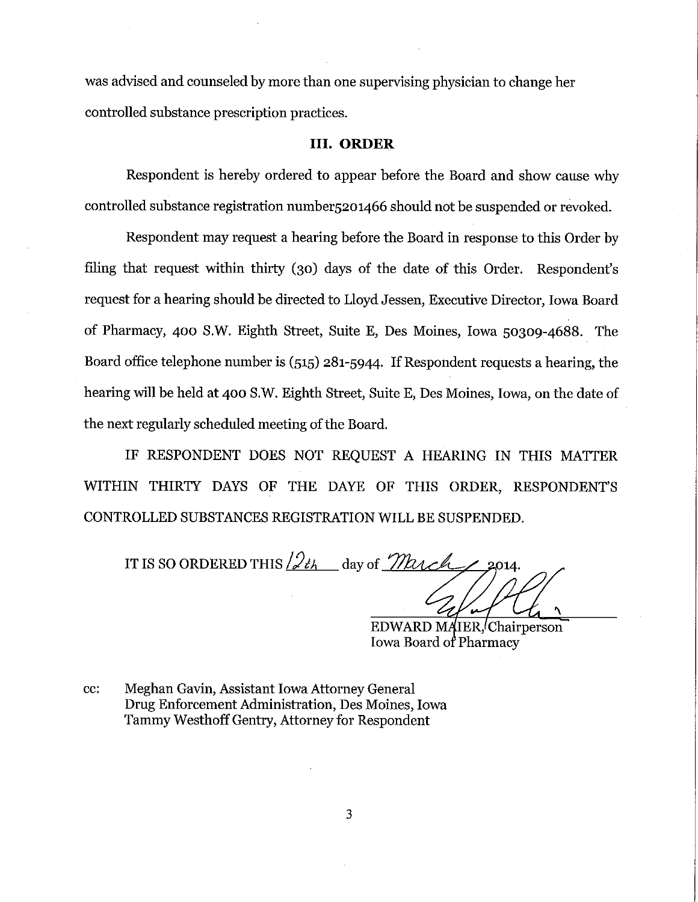was advised and counseled by more than one supervising physician to change her controlled substance prescription practices.

## III. ORDER

Respondent is hereby ordered to appear before the Board and show cause why controlled substance registration number5201466 should not be suspended or revoked.

Respondent may request a hearing before the Board in response to this Order by filing that request within thirty (30) days of the date of this Order. Respondent's request for a hearing should be directed to Lloyd Jessen, Executive Director, Iowa Board of Pharmacy, 400 S.W. Eighth Street, Suite E, Des Moines, Iowa 50309-4688. The Board office telephone number is (515) 281-5944. If Respondent requests a hearing, the hearing will be held at 400 S.W. Eighth Street, Suite E, Des Moines, Iowa, on the date of the next regularly scheduled meeting of the Board.

IF RESPONDENT DOES NOT REQUEST A HEARING IN THIS MATTER WITHIN THIRTY DAYS OF THE DAYE OF THIS ORDER, RESPONDENT'S CONTROLLED SUBSTANCES REGISTRATION WILL BE SUSPENDED.

IT IS SO ORDERED THIS 12th day of March 2014.

EDWARD MAIER, Chairperson
Iowa Board of Pharmacy

cc: Meghan Gavin, Assistant Iowa Attorney General
Drug Enforcement Administration, Des Moines, Iowa
Tammy Westhoff Gentry, Attorney for Respondent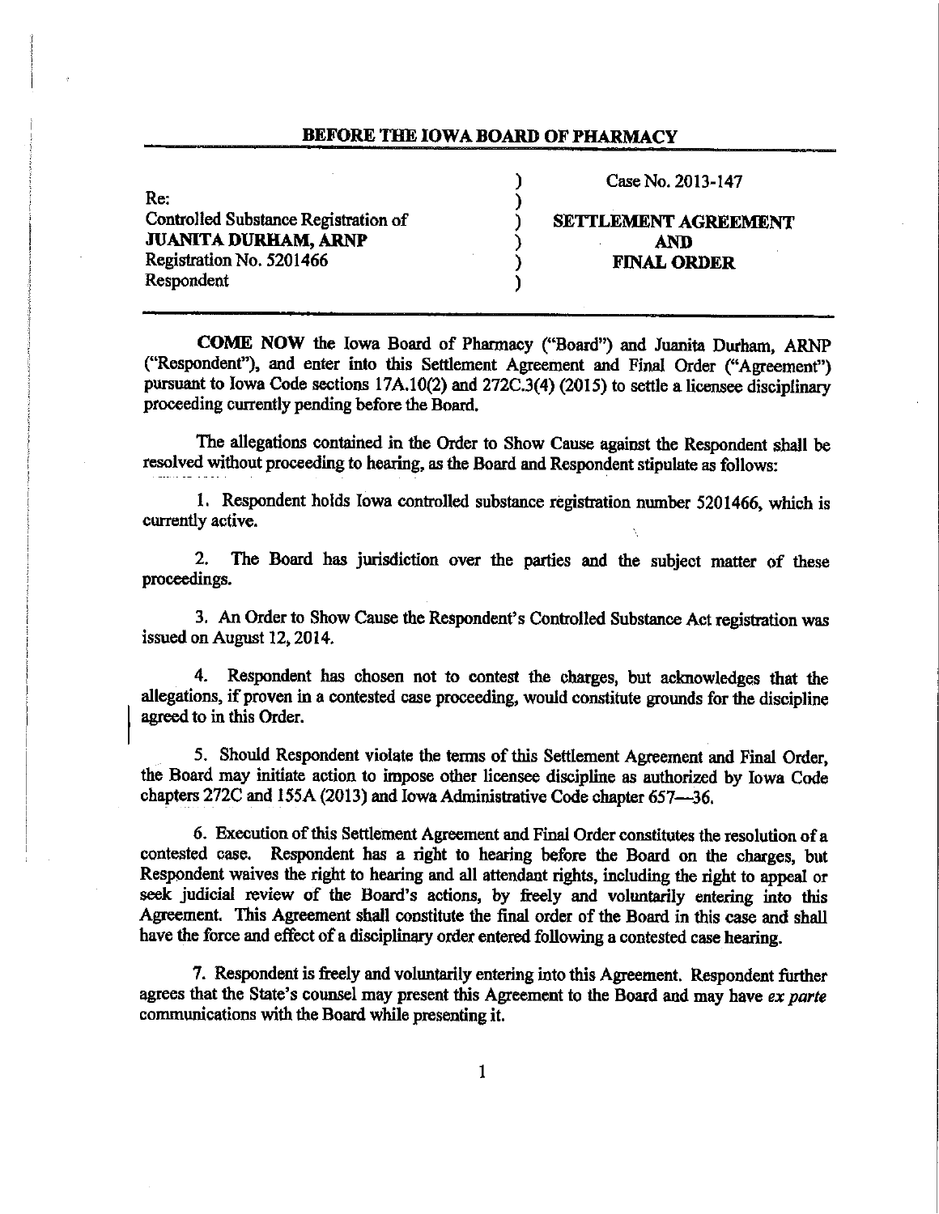**BEFORE THE IOWA BOARD OF PHARMACY**

| | |
|---|---|
| Re:<br>Controlled Substance Registration of<br>**JUANITA DURHAM, ARNP**<br>Registration No. 5201466<br>Respondent | Case No. 2013-147<br><br>**SETTLEMENT AGREEMENT**<br>**AND**<br>**FINAL ORDER** |

**COME NOW** the Iowa Board of Pharmacy ("Board") and Juanita Durham, ARNP ("Respondent"), and enter into this Settlement Agreement and Final Order ("Agreement") pursuant to Iowa Code sections 17A.10(2) and 272C.3(4) (2015) to settle a licensee disciplinary proceeding currently pending before the Board.

The allegations contained in the Order to Show Cause against the Respondent shall be resolved without proceeding to hearing, as the Board and Respondent stipulate as follows:

1. Respondent holds Iowa controlled substance registration number 5201466, which is currently active.

2. The Board has jurisdiction over the parties and the subject matter of these proceedings.

3. An Order to Show Cause the Respondent's Controlled Substance Act registration was issued on August 12, 2014.

4. Respondent has chosen not to contest the charges, but acknowledges that the allegations, if proven in a contested case proceeding, would constitute grounds for the discipline agreed to in this Order.

5. Should Respondent violate the terms of this Settlement Agreement and Final Order, the Board may initiate action to impose other licensee discipline as authorized by Iowa Code chapters 272C and 155A (2013) and Iowa Administrative Code chapter 657—36.

6. Execution of this Settlement Agreement and Final Order constitutes the resolution of a contested case. Respondent has a right to hearing before the Board on the charges, but Respondent waives the right to hearing and all attendant rights, including the right to appeal or seek judicial review of the Board's actions, by freely and voluntarily entering into this Agreement. This Agreement shall constitute the final order of the Board in this case and shall have the force and effect of a disciplinary order entered following a contested case hearing.

7. Respondent is freely and voluntarily entering into this Agreement. Respondent further agrees that the State's counsel may present this Agreement to the Board and may have *ex parte* communications with the Board while presenting it.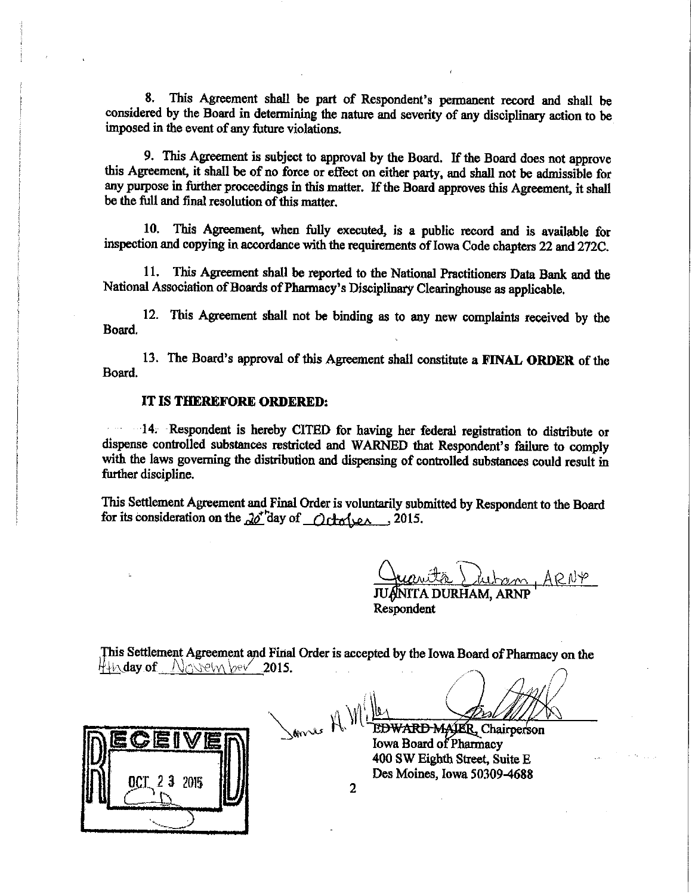8. This Agreement shall be part of Respondent's permanent record and shall be considered by the Board in determining the nature and severity of any disciplinary action to be imposed in the event of any future violations.

9. This Agreement is subject to approval by the Board. If the Board does not approve this Agreement, it shall be of no force or effect on either party, and shall not be admissible for any purpose in further proceedings in this matter. If the Board approves this Agreement, it shall be the full and final resolution of this matter.

10. This Agreement, when fully executed, is a public record and is available for inspection and copying in accordance with the requirements of Iowa Code chapters 22 and 272C.

11. This Agreement shall be reported to the National Practitioners Data Bank and the National Association of Boards of Pharmacy's Disciplinary Clearinghouse as applicable.

12. This Agreement shall not be binding as to any new complaints received by the Board.

13. The Board's approval of this Agreement shall constitute a **FINAL ORDER** of the Board.

**IT IS THEREFORE ORDERED:**

14. Respondent is hereby CITED for having her federal registration to distribute or dispense controlled substances restricted and WARNED that Respondent's failure to comply with the laws governing the distribution and dispensing of controlled substances could result in further discipline.

This Settlement Agreement and Final Order is voluntarily submitted by Respondent to the Board for its consideration on the 20th day of October, 2015.

Juanita Durham, ARNP

JUANITA DURHAM, ARNP
Respondent

This Settlement Agreement and Final Order is accepted by the Iowa Board of Pharmacy on the 4th day of November 2015.

James H. Miller

~~EDWARD MAIER~~, Chairperson
Iowa Board of Pharmacy
400 SW Eighth Street, Suite E
Des Moines, Iowa 50309-4688

RECEIVED
OCT 23 2015